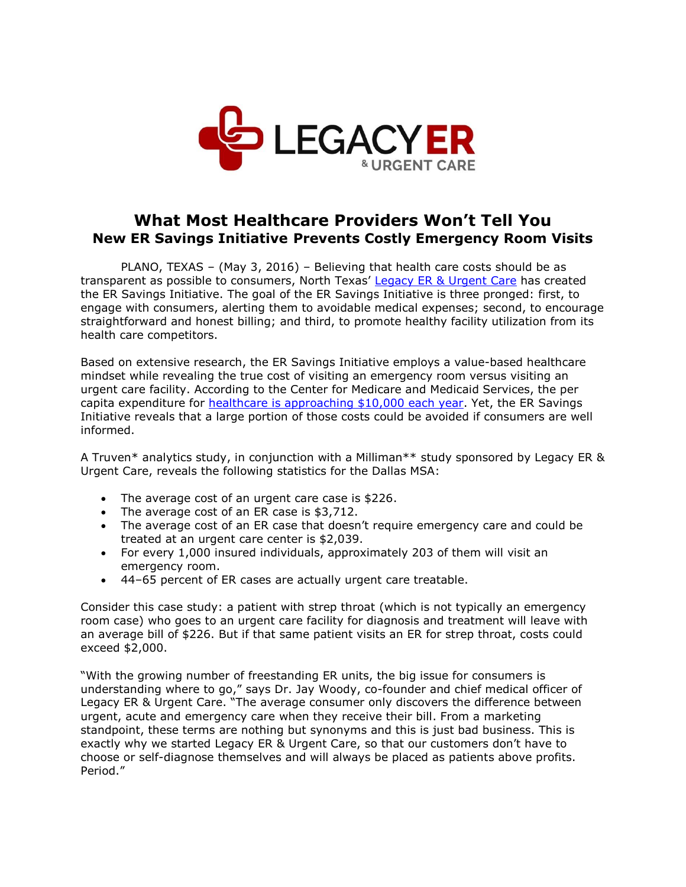LEGACY ER & URGENT CARE

# What Most Healthcare Providers Won't Tell You

## New ER Savings Initiative Prevents Costly Emergency Room Visits

PLANO, TEXAS – (May 3, 2016) – Believing that health care costs should be as transparent as possible to consumers, North Texas' Legacy ER & Urgent Care has created the ER Savings Initiative. The goal of the ER Savings Initiative is three pronged: first, to engage with consumers, alerting them to avoidable medical expenses; second, to encourage straightforward and honest billing; and third, to promote healthy facility utilization from its health care competitors.

Based on extensive research, the ER Savings Initiative employs a value-based healthcare mindset while revealing the true cost of visiting an emergency room versus visiting an urgent care facility. According to the Center for Medicare and Medicaid Services, the per capita expenditure for healthcare is approaching $10,000 each year. Yet, the ER Savings Initiative reveals that a large portion of those costs could be avoided if consumers are well informed.

A Truven* analytics study, in conjunction with a Milliman** study sponsored by Legacy ER & Urgent Care, reveals the following statistics for the Dallas MSA:

- The average cost of an urgent care case is $226.
- The average cost of an ER case is $3,712.
- The average cost of an ER case that doesn't require emergency care and could be treated at an urgent care center is $2,039.
- For every 1,000 insured individuals, approximately 203 of them will visit an emergency room.
- 44–65 percent of ER cases are actually urgent care treatable.

Consider this case study: a patient with strep throat (which is not typically an emergency room case) who goes to an urgent care facility for diagnosis and treatment will leave with an average bill of $226. But if that same patient visits an ER for strep throat, costs could exceed $2,000.

"With the growing number of freestanding ER units, the big issue for consumers is understanding where to go," says Dr. Jay Woody, co-founder and chief medical officer of Legacy ER & Urgent Care. "The average consumer only discovers the difference between urgent, acute and emergency care when they receive their bill. From a marketing standpoint, these terms are nothing but synonyms and this is just bad business. This is exactly why we started Legacy ER & Urgent Care, so that our customers don't have to choose or self-diagnose themselves and will always be placed as patients above profits. Period."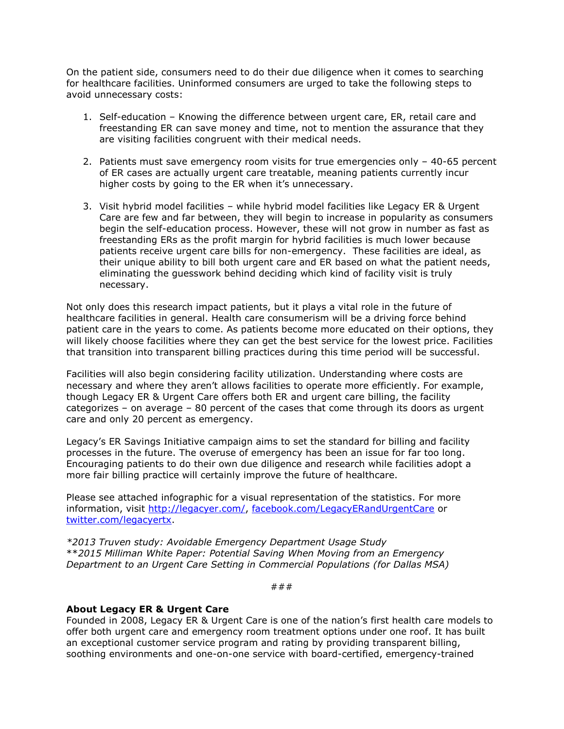On the patient side, consumers need to do their due diligence when it comes to searching for healthcare facilities. Uninformed consumers are urged to take the following steps to avoid unnecessary costs:

1. Self-education – Knowing the difference between urgent care, ER, retail care and freestanding ER can save money and time, not to mention the assurance that they are visiting facilities congruent with their medical needs.

2. Patients must save emergency room visits for true emergencies only – 40-65 percent of ER cases are actually urgent care treatable, meaning patients currently incur higher costs by going to the ER when it's unnecessary.

3. Visit hybrid model facilities – while hybrid model facilities like Legacy ER & Urgent Care are few and far between, they will begin to increase in popularity as consumers begin the self-education process. However, these will not grow in number as fast as freestanding ERs as the profit margin for hybrid facilities is much lower because patients receive urgent care bills for non-emergency. These facilities are ideal, as their unique ability to bill both urgent care and ER based on what the patient needs, eliminating the guesswork behind deciding which kind of facility visit is truly necessary.

Not only does this research impact patients, but it plays a vital role in the future of healthcare facilities in general. Health care consumerism will be a driving force behind patient care in the years to come. As patients become more educated on their options, they will likely choose facilities where they can get the best service for the lowest price. Facilities that transition into transparent billing practices during this time period will be successful.

Facilities will also begin considering facility utilization. Understanding where costs are necessary and where they aren't allows facilities to operate more efficiently. For example, though Legacy ER & Urgent Care offers both ER and urgent care billing, the facility categorizes – on average – 80 percent of the cases that come through its doors as urgent care and only 20 percent as emergency.

Legacy's ER Savings Initiative campaign aims to set the standard for billing and facility processes in the future. The overuse of emergency has been an issue for far too long. Encouraging patients to do their own due diligence and research while facilities adopt a more fair billing practice will certainly improve the future of healthcare.

Please see attached infographic for a visual representation of the statistics. For more information, visit [http://legacyer.com/](http://legacyer.com/), [facebook.com/LegacyERandUrgentCare](facebook.com/LegacyERandUrgentCare) or [twitter.com/legacyertx](twitter.com/legacyertx).

*\*2013 Truven study: Avoidable Emergency Department Usage Study*
*\*\*2015 Milliman White Paper: Potential Saving When Moving from an Emergency Department to an Urgent Care Setting in Commercial Populations (for Dallas MSA)*

###

**About Legacy ER & Urgent Care**
Founded in 2008, Legacy ER & Urgent Care is one of the nation's first health care models to offer both urgent care and emergency room treatment options under one roof. It has built an exceptional customer service program and rating by providing transparent billing, soothing environments and one-on-one service with board-certified, emergency-trained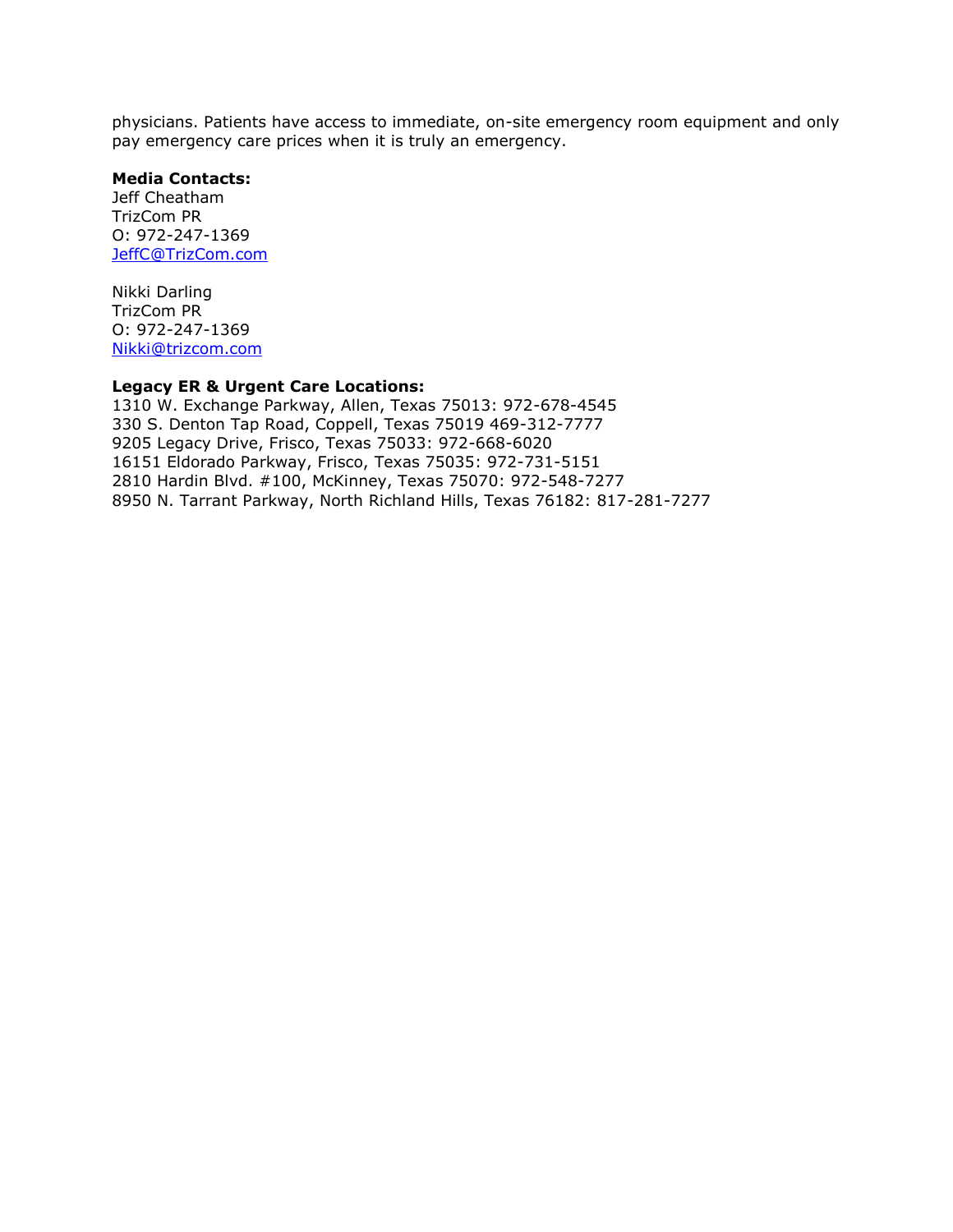physicians. Patients have access to immediate, on-site emergency room equipment and only pay emergency care prices when it is truly an emergency.

**Media Contacts:**
Jeff Cheatham
TrizCom PR
O: 972-247-1369
JeffC@TrizCom.com

Nikki Darling
TrizCom PR
O: 972-247-1369
Nikki@trizcom.com

**Legacy ER & Urgent Care Locations:**
1310 W. Exchange Parkway, Allen, Texas 75013: 972-678-4545
330 S. Denton Tap Road, Coppell, Texas 75019 469-312-7777
9205 Legacy Drive, Frisco, Texas 75033: 972-668-6020
16151 Eldorado Parkway, Frisco, Texas 75035: 972-731-5151
2810 Hardin Blvd. #100, McKinney, Texas 75070: 972-548-7277
8950 N. Tarrant Parkway, North Richland Hills, Texas 76182: 817-281-7277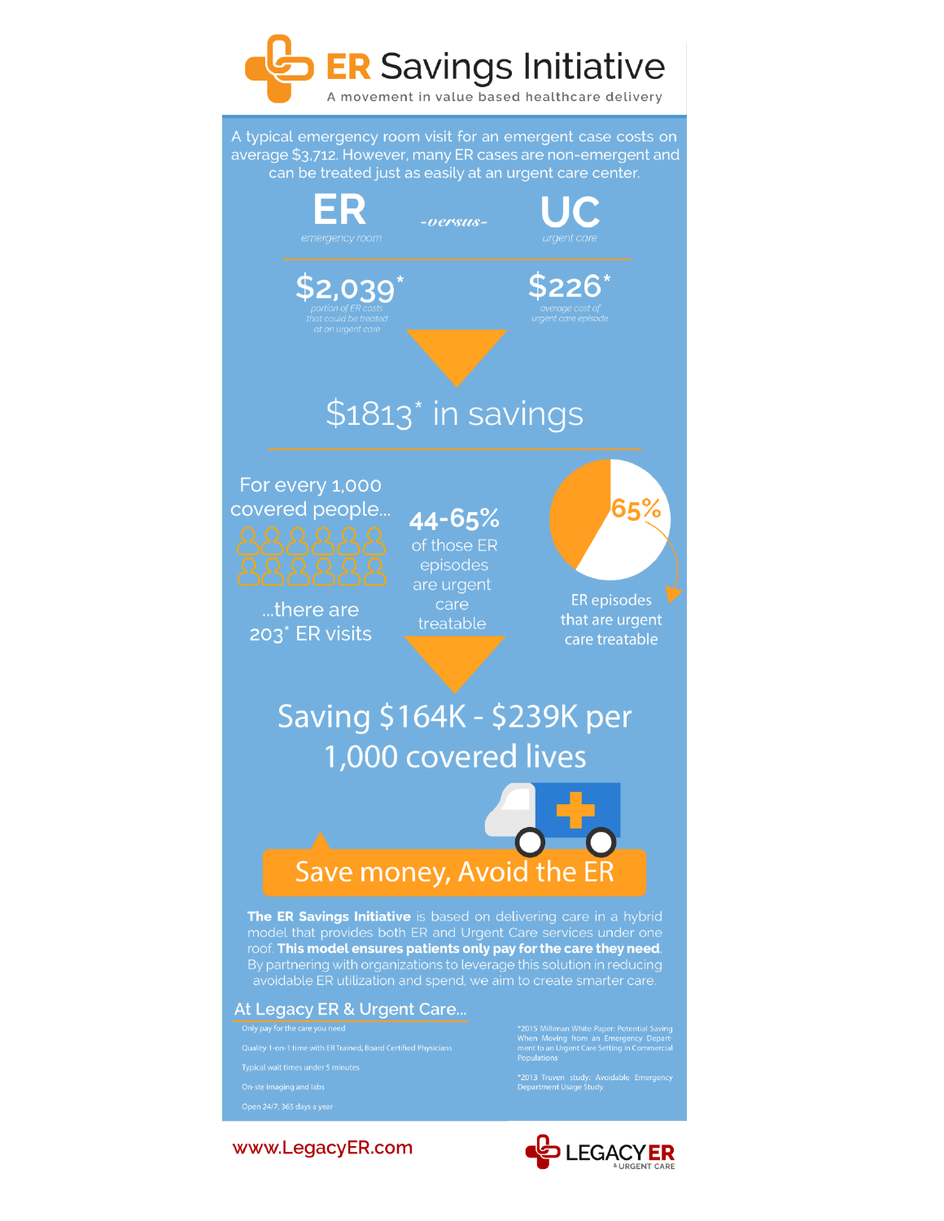# ER Savings Initiative

A movement in value based healthcare delivery

A typical emergency room visit for an emergent case costs on average $3,712. However, many ER cases are non-emergent and can be treated just as easily at an urgent care center.

**ER** *emergency room* -versus- **UC** *urgent care*

**$2,039*** portion of ER costs that could be treated at an urgent care

**$226*** average cost of urgent care episode

$1813* in savings

For every 1,000 covered people...

...there are 203* ER visits

**44-65%** of those ER episodes are urgent care treatable

65%

ER episodes that are urgent care treatable

Saving $164K - $239K per 1,000 covered lives

## Save money, Avoid the ER

**The ER Savings Initiative** is based on delivering care in a hybrid model that provides both ER and Urgent Care services under one roof. **This model ensures patients only pay for the care they need.** By partnering with organizations to leverage this solution in reducing avoidable ER utilization and spend, we aim to create smarter care.

### At Legacy ER & Urgent Care...

- Only pay for the care you need
- Quality 1-on-1 time with ER Trained, Board Certified Physicians
- Typical wait times under 5 minutes
- On-site Imaging and labs
- Open 24/7, 365 days a year

*2015 Milliman White Paper: Potential Saving When Moving from an Emergency Department to an Urgent Care Setting in Commercial Populations

*2013 Truven study: Avoidable Emergency Department Usage Study

www.LegacyER.com

LEGACY ER & URGENT CARE